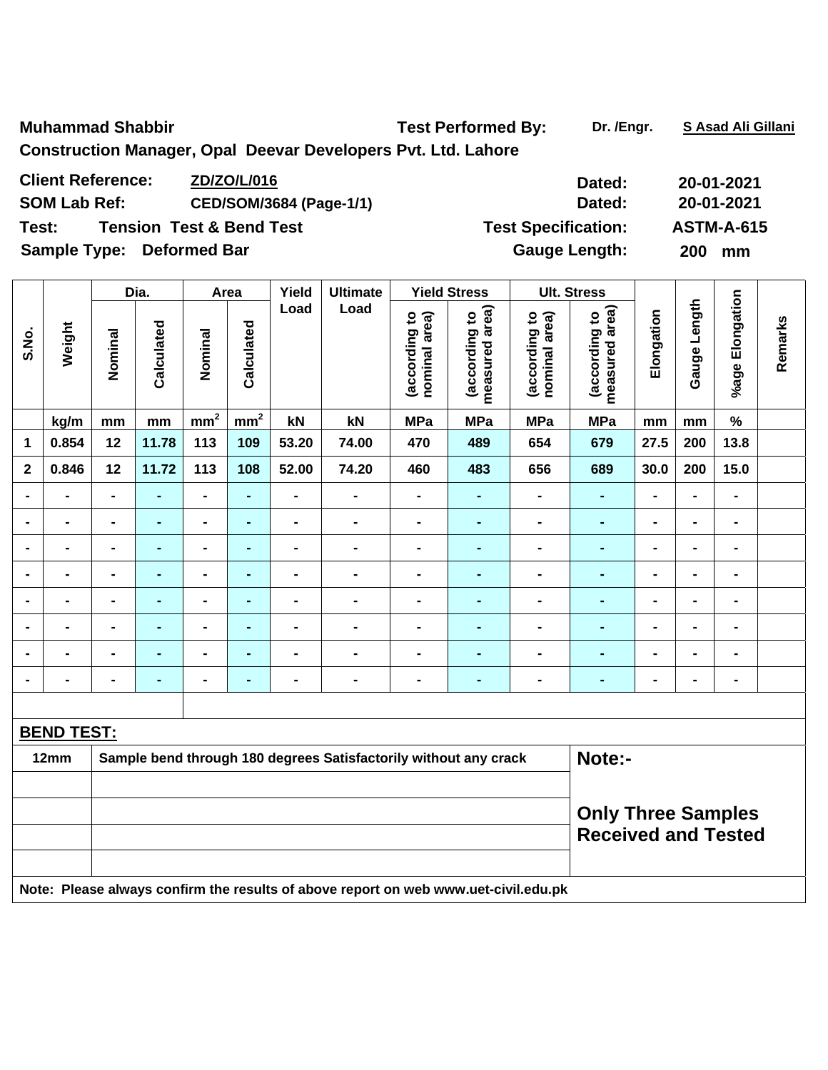**Muhammad Shabbir** **Test Performed By:** Dr. /Engr. **S Asad Ali Gillani**

**Construction Manager, Opal Deevar Developers Pvt. Ltd. Lahore**

**Client Reference:** **ZD/ZO/L/016** **Dated:** **20-01-2021**

**SOM Lab Ref:** **CED/SOM/3684 (Page-1/1)** **Dated:** **20-01-2021**

**Test:** **Tension Test & Bend Test** **Test Specification:** **ASTM-A-615**

**Sample Type:** **Deformed Bar** **Gauge Length:** **200 mm**

| S.No. | Weight | Dia. | | Area | | Yield Load | Ultimate Load | Yield Stress | | Ult. Stress | | Elongation | Gauge Length | %age Elongation | Remarks |
|---|---|---|---|---|---|---|---|---|---|---|---|---|---|---|---|
| | | Nominal | Calculated | Nominal | Calculated | | | (according to nominal area) | (according to measured area) | (according to nominal area) | (according to measured area) | | | | |
| | kg/m | mm | mm | $mm^2$ | $mm^2$ | kN | kN | MPa | MPa | MPa | MPa | mm | mm | % | |
| 1 | 0.854 | 12 | 11.78 | 113 | 109 | 53.20 | 74.00 | 470 | 489 | 654 | 679 | 27.5 | 200 | 13.8 | |
| 2 | 0.846 | 12 | 11.72 | 113 | 108 | 52.00 | 74.20 | 460 | 483 | 656 | 689 | 30.0 | 200 | 15.0 | |
| - | - | - | - | - | - | - | - | - | - | - | - | - | - | - | |
| - | - | - | - | - | - | - | - | - | - | - | - | - | - | - | |
| - | - | - | - | - | - | - | - | - | - | - | - | - | - | - | |
| - | - | - | - | - | - | - | - | - | - | - | - | - | - | - | |
| - | - | - | - | - | - | - | - | - | - | - | - | - | - | - | |
| - | - | - | - | - | - | - | - | - | - | - | - | - | - | - | |
| - | - | - | - | - | - | - | - | - | - | - | - | - | - | - | |
| - | - | - | - | - | - | - | - | - | - | - | - | - | - | - | |

**BEND TEST:**

| Size | Result |
|---|---|
| 12mm | Sample bend through 180 degrees Satisfactorily without any crack |

**Note:-**

**Only Three Samples Received and Tested**

**Note: Please always confirm the results of above report on web www.uet-civil.edu.pk**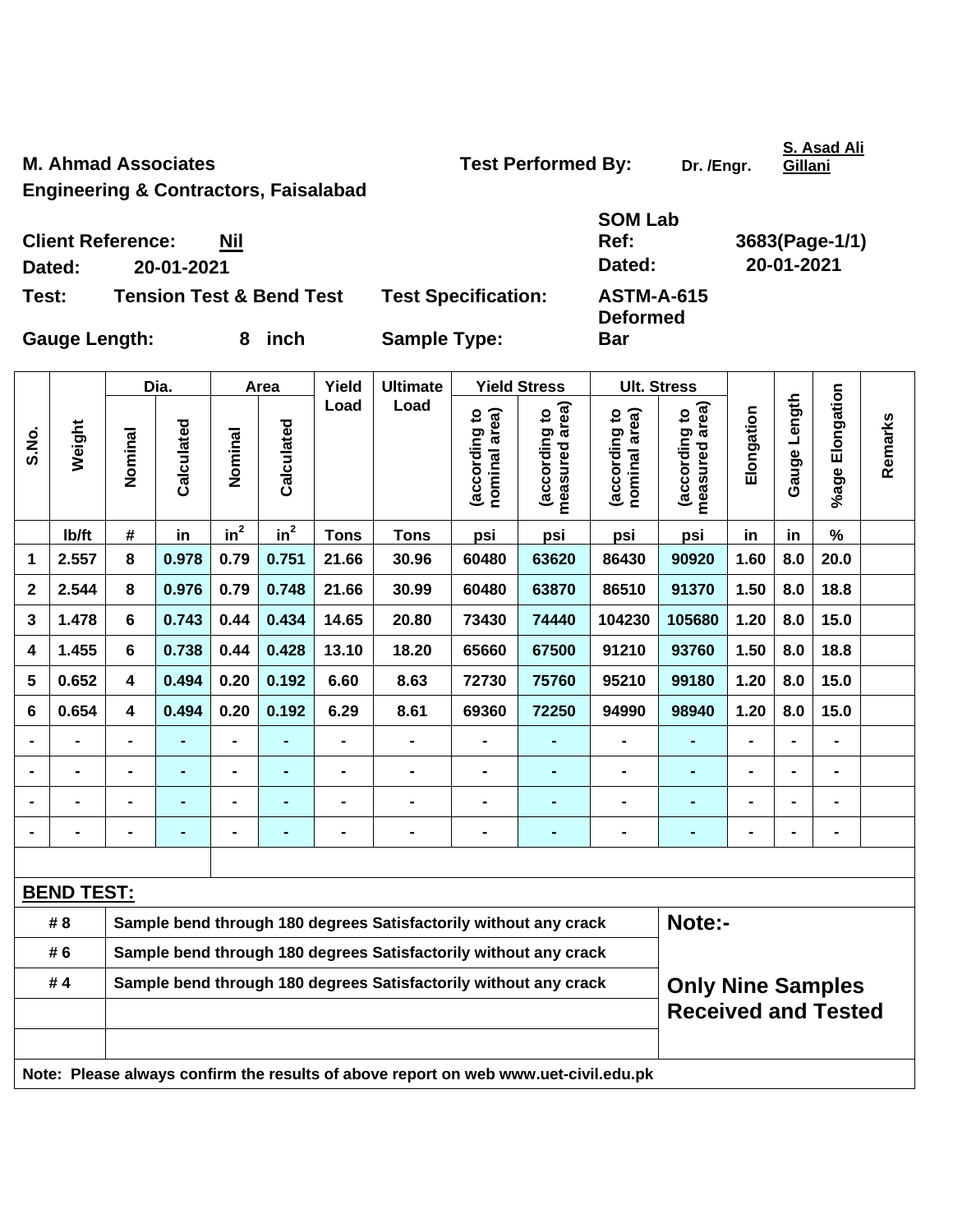**M. Ahmad Associates**

**Engineering & Contractors, Faisalabad**

**Test Performed By:** Dr. /Engr. S. Asad Ali Gillani

**Client Reference:** Nil

**Dated:** 20-01-2021

**SOM Lab Ref:** 3683(Page-1/1)

**Dated:** 20-01-2021

**Test:** Tension Test & Bend Test

**Test Specification:** ASTM-A-615

**Gauge Length:** 8 inch

**Sample Type:** Deformed Bar

| S.No. | Weight | Dia. | | Area | | Yield Load | Ultimate Load | Yield Stress | | Ult. Stress | | Elongation | Gauge Length | %age Elongation | Remarks |
|---|---|---|---|---|---|---|---|---|---|---|---|---|---|---|---|
| | | Nominal | Calculated | Nominal | Calculated | | | (according to nominal area) | (according to measured area) | (according to nominal area) | (according to measured area) | | | | |
| | lb/ft | # | in | $in^2$ | $in^2$ | Tons | Tons | psi | psi | psi | psi | in | in | % | |
| 1 | 2.557 | 8 | 0.978 | 0.79 | 0.751 | 21.66 | 30.96 | 60480 | 63620 | 86430 | 90920 | 1.60 | 8.0 | 20.0 | |
| 2 | 2.544 | 8 | 0.976 | 0.79 | 0.748 | 21.66 | 30.99 | 60480 | 63870 | 86510 | 91370 | 1.50 | 8.0 | 18.8 | |
| 3 | 1.478 | 6 | 0.743 | 0.44 | 0.434 | 14.65 | 20.80 | 73430 | 74440 | 104230 | 105680 | 1.20 | 8.0 | 15.0 | |
| 4 | 1.455 | 6 | 0.738 | 0.44 | 0.428 | 13.10 | 18.20 | 65660 | 67500 | 91210 | 93760 | 1.50 | 8.0 | 18.8 | |
| 5 | 0.652 | 4 | 0.494 | 0.20 | 0.192 | 6.60 | 8.63 | 72730 | 75760 | 95210 | 99180 | 1.20 | 8.0 | 15.0 | |
| 6 | 0.654 | 4 | 0.494 | 0.20 | 0.192 | 6.29 | 8.61 | 69360 | 72250 | 94990 | 98940 | 1.20 | 8.0 | 15.0 | |
| - | - | - | - | - | - | - | - | - | - | - | - | - | - | - | |
| - | - | - | - | - | - | - | - | - | - | - | - | - | - | - | |
| - | - | - | - | - | - | - | - | - | - | - | - | - | - | - | |
| - | - | - | - | - | - | - | - | - | - | - | - | - | - | - | |

**BEND TEST:**

| Bar | Result |
|---|---|
| # 8 | Sample bend through 180 degrees Satisfactorily without any crack |
| # 6 | Sample bend through 180 degrees Satisfactorily without any crack |
| # 4 | Sample bend through 180 degrees Satisfactorily without any crack |

**Note:-**

**Only Nine Samples Received and Tested**

**Note: Please always confirm the results of above report on web www.uet-civil.edu.pk**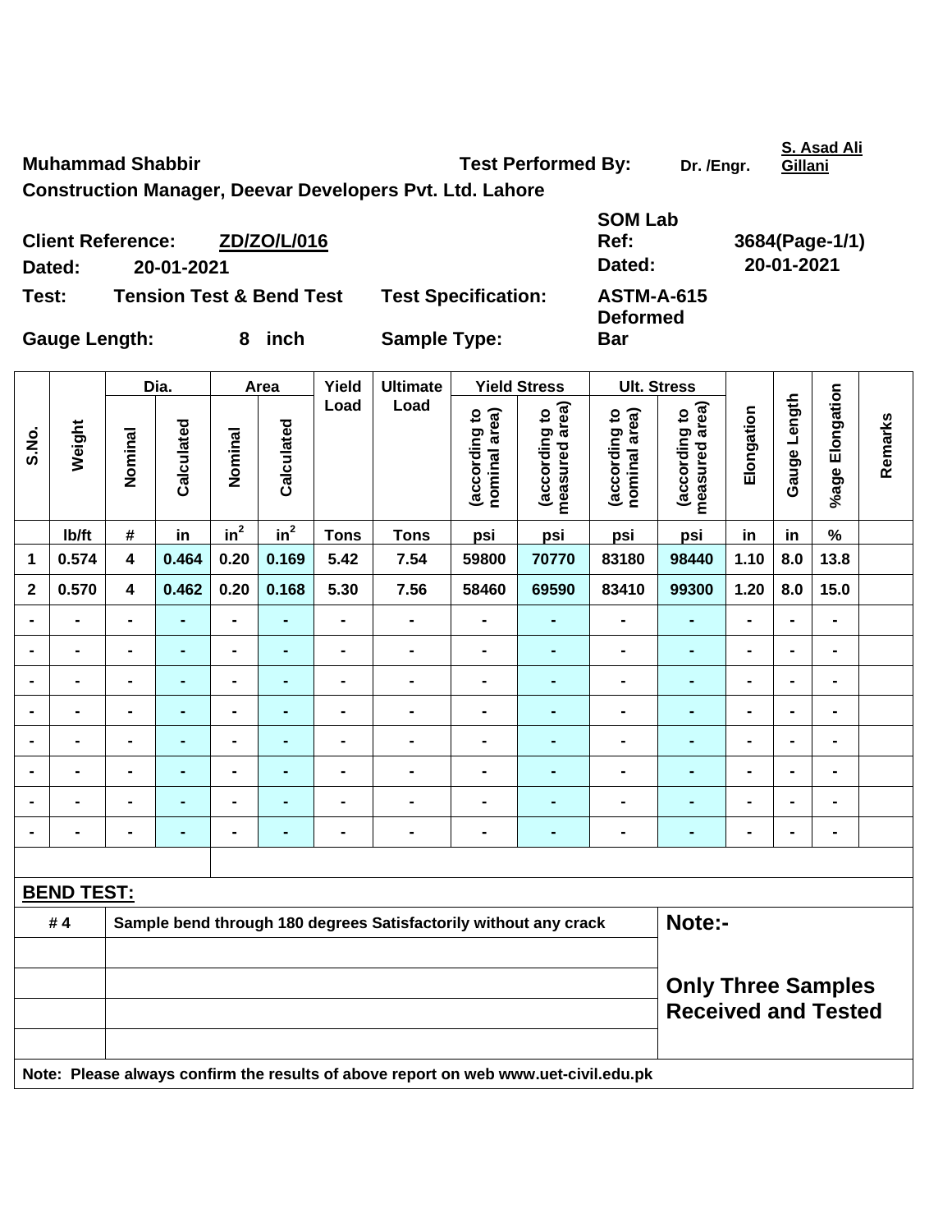**Muhammad Shabbir** **Test Performed By:** Dr. /Engr. S. Asad Ali Gillani

**Construction Manager, Deevar Developers Pvt. Ltd. Lahore**

| | | | |
|---|---|---|---|
| **Client Reference:** | **ZD/ZO/L/016** | **SOM Lab Ref:** | **3684(Page-1/1)** |
| **Dated:** | **20-01-2021** | **Dated:** | **20-01-2021** |
| **Test:** | **Tension Test & Bend Test** | **Test Specification:** | **ASTM-A-615** |
| **Gauge Length:** | **8 inch** | **Sample Type:** | **Deformed Bar** |

| S.No. | Weight | Dia. | | Area | | Yield Load | Ultimate Load | Yield Stress | | Ult. Stress | | Elongation | Gauge Length | %age Elongation | Remarks |
|---|---|---|---|---|---|---|---|---|---|---|---|---|---|---|---|
| | | Nominal | Calculated | Nominal | Calculated | | | (according to nominal area) | (according to measured area) | (according to nominal area) | (according to measured area) | | | | |
| | lb/ft | # | in | $in^2$ | $in^2$ | Tons | Tons | psi | psi | psi | psi | in | in | % | |
| 1 | 0.574 | 4 | 0.464 | 0.20 | 0.169 | 5.42 | 7.54 | 59800 | 70770 | 83180 | 98440 | 1.10 | 8.0 | 13.8 | |
| 2 | 0.570 | 4 | 0.462 | 0.20 | 0.168 | 5.30 | 7.56 | 58460 | 69590 | 83410 | 99300 | 1.20 | 8.0 | 15.0 | |
| - | - | - | - | - | - | - | - | - | - | - | - | - | - | - | |
| - | - | - | - | - | - | - | - | - | - | - | - | - | - | - | |
| - | - | - | - | - | - | - | - | - | - | - | - | - | - | - | |
| - | - | - | - | - | - | - | - | - | - | - | - | - | - | - | |
| - | - | - | - | - | - | - | - | - | - | - | - | - | - | - | |
| - | - | - | - | - | - | - | - | - | - | - | - | - | - | - | |
| - | - | - | - | - | - | - | - | - | - | - | - | - | - | - | |
| - | - | - | - | - | - | - | - | - | - | - | - | - | - | - | |

**BEND TEST:**

| | | |
|---|---|---|
| # 4 | Sample bend through 180 degrees Satisfactorily without any crack | **Note:-** |
| | | |
| | | **Only Three Samples Received and Tested** |
| | | |
| | | |

**Note: Please always confirm the results of above report on web www.uet-civil.edu.pk**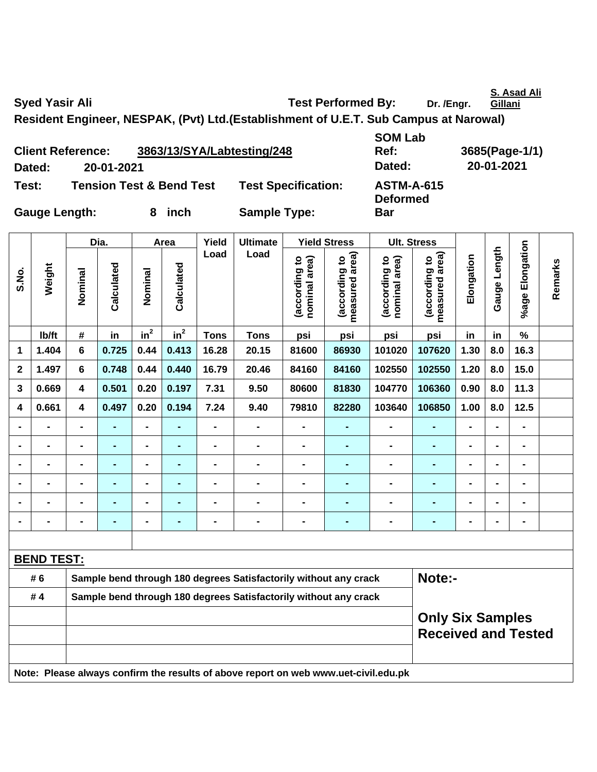Syed Yasir Ali

Test Performed By: Dr. /Engr. S. Asad Ali Gillani

**Resident Engineer, NESPAK, (Pvt) Ltd.(Establishment of U.E.T. Sub Campus at Narowal)**

**Client Reference:** 3863/13/SYA/Labtesting/248

**SOM Lab Ref:** 3685(Page-1/1)

**Dated:** 20-01-2021

**Dated:** 20-01-2021

**Test:** Tension Test & Bend Test

**Test Specification:** ASTM-A-615

**Gauge Length:** 8 inch

**Sample Type:** Deformed Bar

| S.No. | Weight | Dia. | | Area | | Yield Load | Ultimate Load | Yield Stress | | Ult. Stress | | Elongation | Gauge Length | %age Elongation | Remarks |
|---|---|---|---|---|---|---|---|---|---|---|---|---|---|---|---|
| | | Nominal | Calculated | Nominal | Calculated | | | (according to nominal area) | (according to measured area) | (according to nominal area) | (according to measured area) | | | | |
| | lb/ft | # | in | $in^2$ | $in^2$ | Tons | Tons | psi | psi | psi | psi | in | in | % | |
| 1 | 1.404 | 6 | 0.725 | 0.44 | 0.413 | 16.28 | 20.15 | 81600 | 86930 | 101020 | 107620 | 1.30 | 8.0 | 16.3 | |
| 2 | 1.497 | 6 | 0.748 | 0.44 | 0.440 | 16.79 | 20.46 | 84160 | 84160 | 102550 | 102550 | 1.20 | 8.0 | 15.0 | |
| 3 | 0.669 | 4 | 0.501 | 0.20 | 0.197 | 7.31 | 9.50 | 80600 | 81830 | 104770 | 106360 | 0.90 | 8.0 | 11.3 | |
| 4 | 0.661 | 4 | 0.497 | 0.20 | 0.194 | 7.24 | 9.40 | 79810 | 82280 | 103640 | 106850 | 1.00 | 8.0 | 12.5 | |
| - | - | - | - | - | - | - | - | - | - | - | - | - | - | - | |
| - | - | - | - | - | - | - | - | - | - | - | - | - | - | - | |
| - | - | - | - | - | - | - | - | - | - | - | - | - | - | - | |
| - | - | - | - | - | - | - | - | - | - | - | - | - | - | - | |
| - | - | - | - | - | - | - | - | - | - | - | - | - | - | - | |
| - | - | - | - | - | - | - | - | - | - | - | - | - | - | - | |

**BEND TEST:**

| | | |
|---|---|---|
| # 6 | Sample bend through 180 degrees Satisfactorily without any crack | **Note:-** |
| # 4 | Sample bend through 180 degrees Satisfactorily without any crack | |
| | | **Only Six Samples Received and Tested** |

**Note: Please always confirm the results of above report on web www.uet-civil.edu.pk**